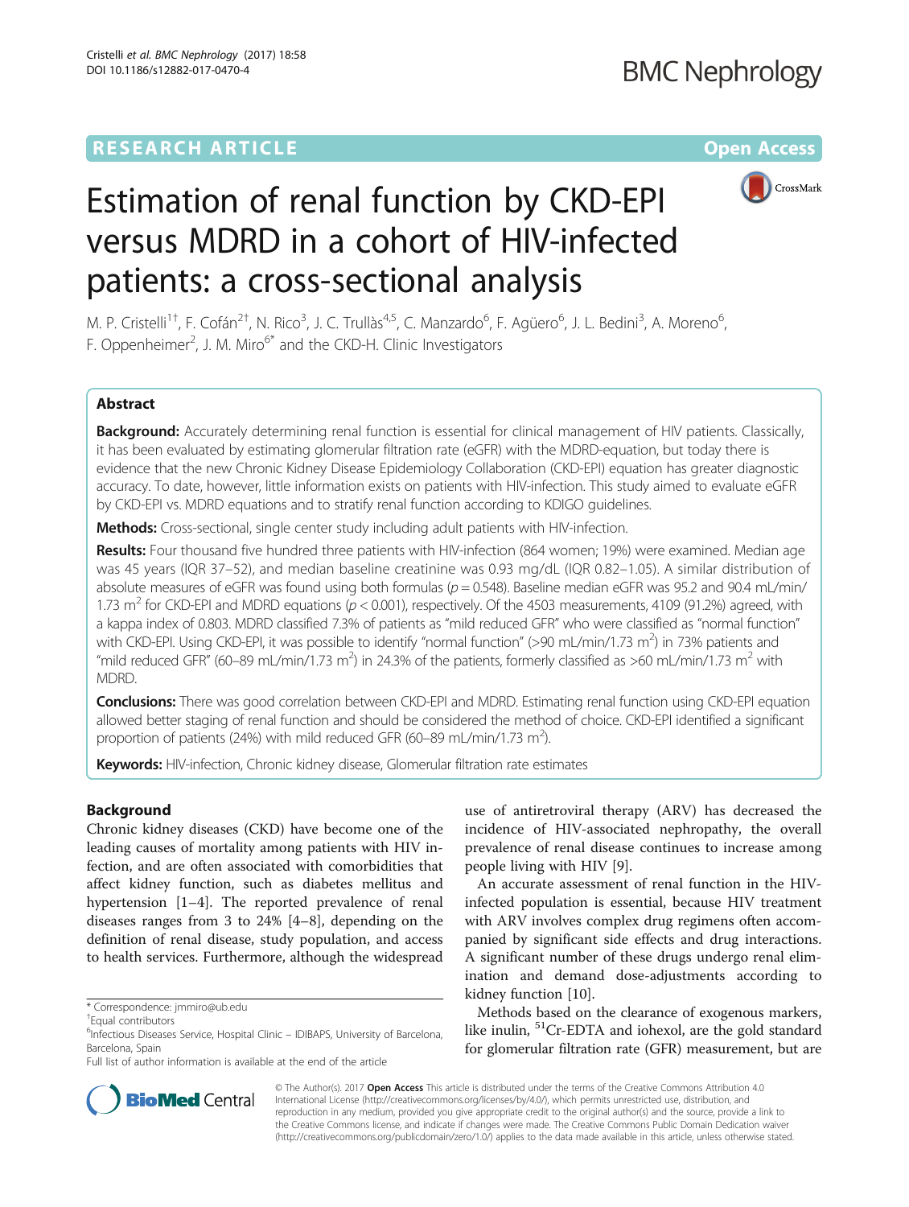RESEARCH ARTICLE

Open Access

# Estimation of renal function by CKD-EPI versus MDRD in a cohort of HIV-infected patients: a cross-sectional analysis

M. P. Cristelli[1†], F. Cofán[2†], N. Rico[3], J. C. Trullàs[4,5], C. Manzardo[6], F. Agüero[6], J. L. Bedini[3], A. Moreno[6], F. Oppenheimer[2], J. M. Miro[6*] and the CKD-H. Clinic Investigators

## Abstract

**Background:** Accurately determining renal function is essential for clinical management of HIV patients. Classically, it has been evaluated by estimating glomerular filtration rate (eGFR) with the MDRD-equation, but today there is evidence that the new Chronic Kidney Disease Epidemiology Collaboration (CKD-EPI) equation has greater diagnostic accuracy. To date, however, little information exists on patients with HIV-infection. This study aimed to evaluate eGFR by CKD-EPI vs. MDRD equations and to stratify renal function according to KDIGO guidelines.

**Methods:** Cross-sectional, single center study including adult patients with HIV-infection.

**Results:** Four thousand five hundred three patients with HIV-infection (864 women; 19%) were examined. Median age was 45 years (IQR 37–52), and median baseline creatinine was 0.93 mg/dL (IQR 0.82–1.05). A similar distribution of absolute measures of eGFR was found using both formulas ($p = 0.548$). Baseline median eGFR was 95.2 and 90.4 mL/min/1.73 $m^2$ for CKD-EPI and MDRD equations ($p < 0.001$), respectively. Of the 4503 measurements, 4109 (91.2%) agreed, with a kappa index of 0.803. MDRD classified 7.3% of patients as "mild reduced GFR" who were classified as "normal function" with CKD-EPI. Using CKD-EPI, it was possible to identify "normal function" (>90 mL/min/1.73 $m^2$) in 73% patients and "mild reduced GFR" (60–89 mL/min/1.73 $m^2$) in 24.3% of the patients, formerly classified as >60 mL/min/1.73 $m^2$ with MDRD.

**Conclusions:** There was good correlation between CKD-EPI and MDRD. Estimating renal function using CKD-EPI equation allowed better staging of renal function and should be considered the method of choice. CKD-EPI identified a significant proportion of patients (24%) with mild reduced GFR (60–89 mL/min/1.73 $m^2$).

**Keywords:** HIV-infection, Chronic kidney disease, Glomerular filtration rate estimates

## Background

Chronic kidney diseases (CKD) have become one of the leading causes of mortality among patients with HIV infection, and are often associated with comorbidities that affect kidney function, such as diabetes mellitus and hypertension [1–4]. The reported prevalence of renal diseases ranges from 3 to 24% [4–8], depending on the definition of renal disease, study population, and access to health services. Furthermore, although the widespread use of antiretroviral therapy (ARV) has decreased the incidence of HIV-associated nephropathy, the overall prevalence of renal disease continues to increase among people living with HIV [9].

An accurate assessment of renal function in the HIV-infected population is essential, because HIV treatment with ARV involves complex drug regimens often accompanied by significant side effects and drug interactions. A significant number of these drugs undergo renal elimination and demand dose-adjustments according to kidney function [10].

Methods based on the clearance of exogenous markers, like inulin, $^{51}$Cr-EDTA and iohexol, are the gold standard for glomerular filtration rate (GFR) measurement, but are

\* Correspondence: jmmiro@ub.edu

†Equal contributors

[6]Infectious Diseases Service, Hospital Clinic – IDIBAPS, University of Barcelona, Barcelona, Spain

Full list of author information is available at the end of the article

© The Author(s). 2017 **Open Access** This article is distributed under the terms of the Creative Commons Attribution 4.0 International License (http://creativecommons.org/licenses/by/4.0/), which permits unrestricted use, distribution, and reproduction in any medium, provided you give appropriate credit to the original author(s) and the source, provide a link to the Creative Commons license, and indicate if changes were made. The Creative Commons Public Domain Dedication waiver (http://creativecommons.org/publicdomain/zero/1.0/) applies to the data made available in this article, unless otherwise stated.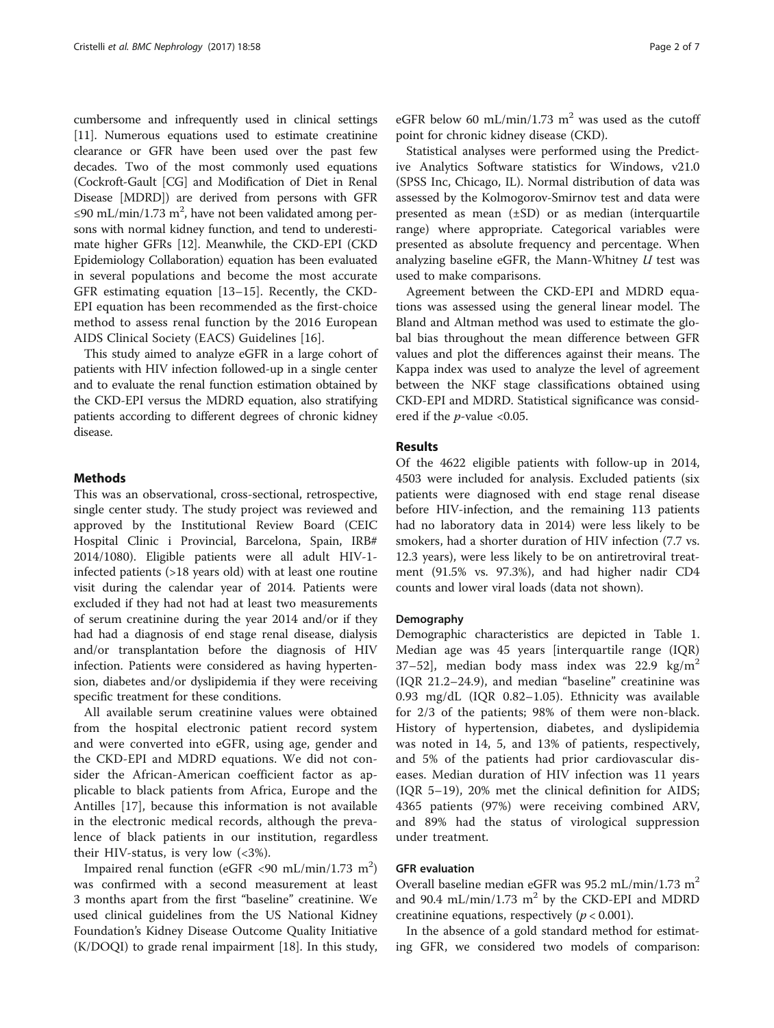cumbersome and infrequently used in clinical settings [11]. Numerous equations used to estimate creatinine clearance or GFR have been used over the past few decades. Two of the most commonly used equations (Cockroft-Gault [CG] and Modification of Diet in Renal Disease [MDRD]) are derived from persons with GFR ≤90 mL/min/1.73 $m^2$, have not been validated among persons with normal kidney function, and tend to underestimate higher GFRs [12]. Meanwhile, the CKD-EPI (CKD Epidemiology Collaboration) equation has been evaluated in several populations and become the most accurate GFR estimating equation [13–15]. Recently, the CKD-EPI equation has been recommended as the first-choice method to assess renal function by the 2016 European AIDS Clinical Society (EACS) Guidelines [16].

This study aimed to analyze eGFR in a large cohort of patients with HIV infection followed-up in a single center and to evaluate the renal function estimation obtained by the CKD-EPI versus the MDRD equation, also stratifying patients according to different degrees of chronic kidney disease.

## Methods

This was an observational, cross-sectional, retrospective, single center study. The study project was reviewed and approved by the Institutional Review Board (CEIC Hospital Clinic i Provincial, Barcelona, Spain, IRB# 2014/1080). Eligible patients were all adult HIV-1-infected patients (>18 years old) with at least one routine visit during the calendar year of 2014. Patients were excluded if they had not had at least two measurements of serum creatinine during the year 2014 and/or if they had had a diagnosis of end stage renal disease, dialysis and/or transplantation before the diagnosis of HIV infection. Patients were considered as having hypertension, diabetes and/or dyslipidemia if they were receiving specific treatment for these conditions.

All available serum creatinine values were obtained from the hospital electronic patient record system and were converted into eGFR, using age, gender and the CKD-EPI and MDRD equations. We did not consider the African-American coefficient factor as applicable to black patients from Africa, Europe and the Antilles [17], because this information is not available in the electronic medical records, although the prevalence of black patients in our institution, regardless their HIV-status, is very low (<3%).

Impaired renal function (eGFR <90 mL/min/1.73 $m^2$) was confirmed with a second measurement at least 3 months apart from the first "baseline" creatinine. We used clinical guidelines from the US National Kidney Foundation's Kidney Disease Outcome Quality Initiative (K/DOQI) to grade renal impairment [18]. In this study, eGFR below 60 mL/min/1.73 $m^2$ was used as the cutoff point for chronic kidney disease (CKD).

Statistical analyses were performed using the Predictive Analytics Software statistics for Windows, v21.0 (SPSS Inc, Chicago, IL). Normal distribution of data was assessed by the Kolmogorov-Smirnov test and data were presented as mean (±SD) or as median (interquartile range) where appropriate. Categorical variables were presented as absolute frequency and percentage. When analyzing baseline eGFR, the Mann-Whitney *U* test was used to make comparisons.

Agreement between the CKD-EPI and MDRD equations was assessed using the general linear model. The Bland and Altman method was used to estimate the global bias throughout the mean difference between GFR values and plot the differences against their means. The Kappa index was used to analyze the level of agreement between the NKF stage classifications obtained using CKD-EPI and MDRD. Statistical significance was considered if the $p$-value <0.05.

## Results

Of the 4622 eligible patients with follow-up in 2014, 4503 were included for analysis. Excluded patients (six patients were diagnosed with end stage renal disease before HIV-infection, and the remaining 113 patients had no laboratory data in 2014) were less likely to be smokers, had a shorter duration of HIV infection (7.7 vs. 12.3 years), were less likely to be on antiretroviral treatment (91.5% vs. 97.3%), and had higher nadir CD4 counts and lower viral loads (data not shown).

### Demography

Demographic characteristics are depicted in Table 1. Median age was 45 years [interquartile range (IQR) 37–52], median body mass index was 22.9 kg/$m^2$ (IQR 21.2–24.9), and median "baseline" creatinine was 0.93 mg/dL (IQR 0.82–1.05). Ethnicity was available for 2/3 of the patients; 98% of them were non-black. History of hypertension, diabetes, and dyslipidemia was noted in 14, 5, and 13% of patients, respectively, and 5% of the patients had prior cardiovascular diseases. Median duration of HIV infection was 11 years (IQR 5–19), 20% met the clinical definition for AIDS; 4365 patients (97%) were receiving combined ARV, and 89% had the status of virological suppression under treatment.

### GFR evaluation

Overall baseline median eGFR was 95.2 mL/min/1.73 $m^2$ and 90.4 mL/min/1.73 $m^2$ by the CKD-EPI and MDRD creatinine equations, respectively ($p < 0.001$).

In the absence of a gold standard method for estimating GFR, we considered two models of comparison: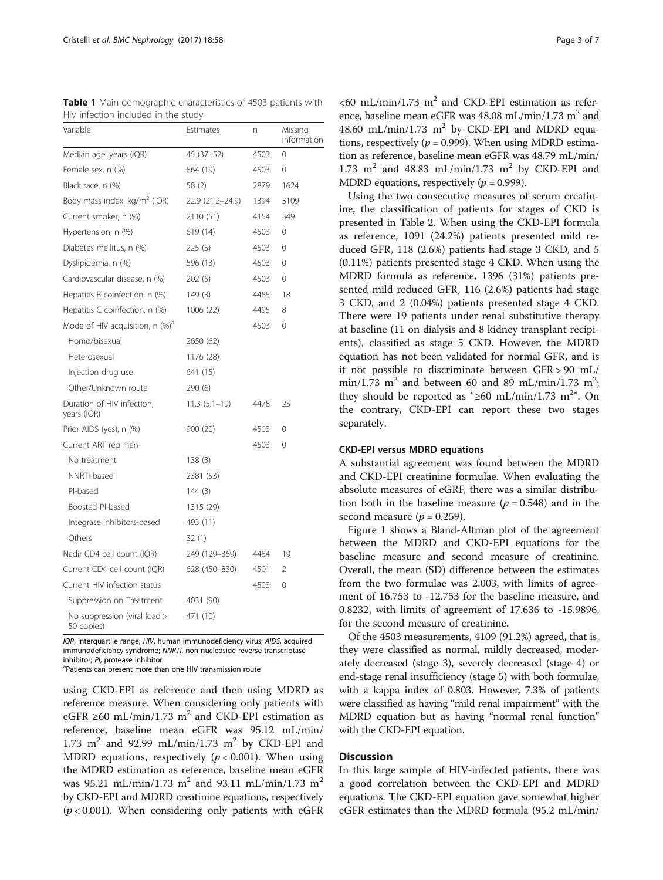**Table 1** Main demographic characteristics of 4503 patients with HIV infection included in the study

| Variable | Estimates | n | Missing information |
|---|---|---|---|
| Median age, years (IQR) | 45 (37–52) | 4503 | 0 |
| Female sex, n (%) | 864 (19) | 4503 | 0 |
| Black race, n (%) | 58 (2) | 2879 | 1624 |
| Body mass index, kg/m$^2$ (IQR) | 22.9 (21.2–24.9) | 1394 | 3109 |
| Current smoker, n (%) | 2110 (51) | 4154 | 349 |
| Hypertension, n (%) | 619 (14) | 4503 | 0 |
| Diabetes mellitus, n (%) | 225 (5) | 4503 | 0 |
| Dyslipidemia, n (%) | 596 (13) | 4503 | 0 |
| Cardiovascular disease, n (%) | 202 (5) | 4503 | 0 |
| Hepatitis B coinfection, n (%) | 149 (3) | 4485 | 18 |
| Hepatitis C coinfection, n (%) | 1006 (22) | 4495 | 8 |
| Mode of HIV acquisition, n (%)[a] | | 4503 | 0 |
| Homo/bisexual | 2650 (62) | | |
| Heterosexual | 1176 (28) | | |
| Injection drug use | 641 (15) | | |
| Other/Unknown route | 290 (6) | | |
| Duration of HIV infection, years (IQR) | 11.3 (5.1–19) | 4478 | 25 |
| Prior AIDS (yes), n (%) | 900 (20) | 4503 | 0 |
| Current ART regimen | | 4503 | 0 |
| No treatment | 138 (3) | | |
| NNRTI-based | 2381 (53) | | |
| PI-based | 144 (3) | | |
| Boosted PI-based | 1315 (29) | | |
| Integrase inhibitors-based | 493 (11) | | |
| Others | 32 (1) | | |
| Nadir CD4 cell count (IQR) | 249 (129–369) | 4484 | 19 |
| Current CD4 cell count (IQR) | 628 (450–830) | 4501 | 2 |
| Current HIV infection status | | 4503 | 0 |
| Suppression on Treatment | 4031 (90) | | |
| No suppression (viral load > 50 copies) | 471 (10) | | |

*IQR*, interquartile range; *HIV*, human immunodeficiency virus; *AIDS*, acquired immunodeficiency syndrome; *NNRTI*, non-nucleoside reverse transcriptase inhibitor; *PI*, protease inhibitor

[a]Patients can present more than one HIV transmission route

using CKD-EPI as reference and then using MDRD as reference measure. When considering only patients with eGFR ≥60 mL/min/1.73 m$^2$ and CKD-EPI estimation as reference, baseline mean eGFR was 95.12 mL/min/1.73 m$^2$ and 92.99 mL/min/1.73 m$^2$ by CKD-EPI and MDRD equations, respectively ($p < 0.001$). When using the MDRD estimation as reference, baseline mean eGFR was 95.21 mL/min/1.73 m$^2$ and 93.11 mL/min/1.73 m$^2$ by CKD-EPI and MDRD creatinine equations, respectively ($p < 0.001$). When considering only patients with eGFR <60 mL/min/1.73 m$^2$ and CKD-EPI estimation as reference, baseline mean eGFR was 48.08 mL/min/1.73 m$^2$ and 48.60 mL/min/1.73 m$^2$ by CKD-EPI and MDRD equations, respectively ($p = 0.999$). When using MDRD estimation as reference, baseline mean eGFR was 48.79 mL/min/1.73 m$^2$ and 48.83 mL/min/1.73 m$^2$ by CKD-EPI and MDRD equations, respectively ($p = 0.999$).

Using the two consecutive measures of serum creatinine, the classification of patients for stages of CKD is presented in Table 2. When using the CKD-EPI formula as reference, 1091 (24.2%) patients presented mild reduced GFR, 118 (2.6%) patients had stage 3 CKD, and 5 (0.11%) patients presented stage 4 CKD. When using the MDRD formula as reference, 1396 (31%) patients presented mild reduced GFR, 116 (2.6%) patients had stage 3 CKD, and 2 (0.04%) patients presented stage 4 CKD. There were 19 patients under renal substitutive therapy at baseline (11 on dialysis and 8 kidney transplant recipients), classified as stage 5 CKD. However, the MDRD equation has not been validated for normal GFR, and is it not possible to discriminate between GFR > 90 mL/min/1.73 m$^2$ and between 60 and 89 mL/min/1.73 m$^2$; they should be reported as "≥60 mL/min/1.73 m$^2$". On the contrary, CKD-EPI can report these two stages separately.

### CKD-EPI versus MDRD equations

A substantial agreement was found between the MDRD and CKD-EPI creatinine formulae. When evaluating the absolute measures of eGRF, there was a similar distribution both in the baseline measure ($p = 0.548$) and in the second measure ($p = 0.259$).

Figure 1 shows a Bland-Altman plot of the agreement between the MDRD and CKD-EPI equations for the baseline measure and second measure of creatinine. Overall, the mean (SD) difference between the estimates from the two formulae was 2.003, with limits of agreement of 16.753 to -12.753 for the baseline measure, and 0.8232, with limits of agreement of 17.636 to -15.9896, for the second measure of creatinine.

Of the 4503 measurements, 4109 (91.2%) agreed, that is, they were classified as normal, mildly decreased, moderately decreased (stage 3), severely decreased (stage 4) or end-stage renal insufficiency (stage 5) with both formulae, with a kappa index of 0.803. However, 7.3% of patients were classified as having "mild renal impairment" with the MDRD equation but as having "normal renal function" with the CKD-EPI equation.

## Discussion

In this large sample of HIV-infected patients, there was a good correlation between the CKD-EPI and MDRD equations. The CKD-EPI equation gave somewhat higher eGFR estimates than the MDRD formula (95.2 mL/min/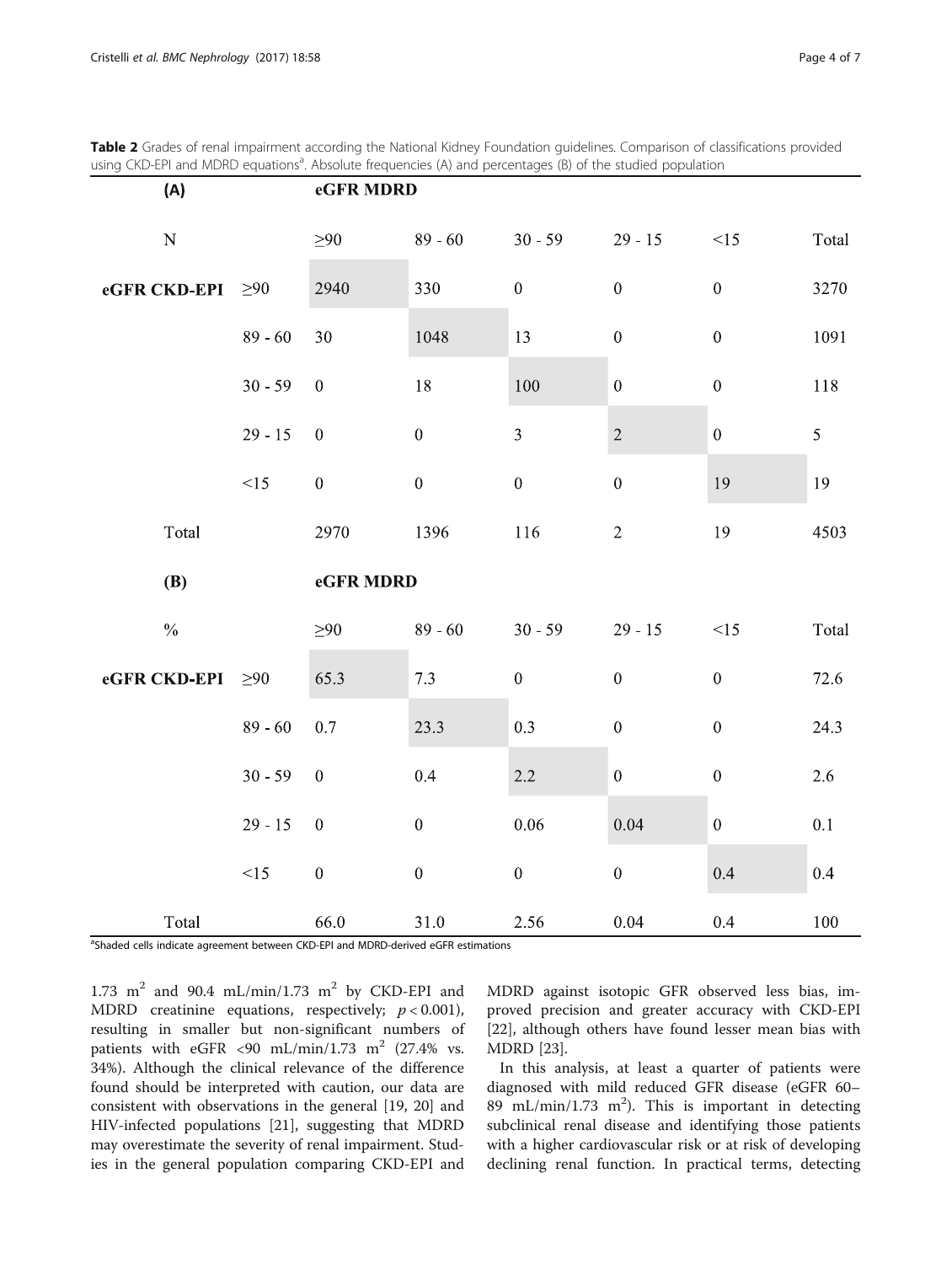**Table 2** Grades of renal impairment according the National Kidney Foundation guidelines. Comparison of classifications provided using CKD-EPI and MDRD equations[a]. Absolute frequencies (A) and percentages (B) of the studied population

| (A) | | eGFR MDRD | | | | | |
|---|---|---|---|---|---|---|---|
| N | | ≥90 | 89 - 60 | 30 - 59 | 29 - 15 | <15 | Total |
| eGFR CKD-EPI | ≥90 | 2940 | 330 | 0 | 0 | 0 | 3270 |
| | 89 - 60 | 30 | 1048 | 13 | 0 | 0 | 1091 |
| | 30 - 59 | 0 | 18 | 100 | 0 | 0 | 118 |
| | 29 - 15 | 0 | 0 | 3 | 2 | 0 | 5 |
| | <15 | 0 | 0 | 0 | 0 | 19 | 19 |
| Total | | 2970 | 1396 | 116 | 2 | 19 | 4503 |

| (B) | | eGFR MDRD | | | | | |
|---|---|---|---|---|---|---|---|
| % | | ≥90 | 89 - 60 | 30 - 59 | 29 - 15 | <15 | Total |
| eGFR CKD-EPI | ≥90 | 65.3 | 7.3 | 0 | 0 | 0 | 72.6 |
| | 89 - 60 | 0.7 | 23.3 | 0.3 | 0 | 0 | 24.3 |
| | 30 - 59 | 0 | 0.4 | 2.2 | 0 | 0 | 2.6 |
| | 29 - 15 | 0 | 0 | 0.06 | 0.04 | 0 | 0.1 |
| | <15 | 0 | 0 | 0 | 0 | 0.4 | 0.4 |
| Total | | 66.0 | 31.0 | 2.56 | 0.04 | 0.4 | 100 |

[a]Shaded cells indicate agreement between CKD-EPI and MDRD-derived eGFR estimations

1.73 $m^2$ and 90.4 mL/min/1.73 $m^2$ by CKD-EPI and MDRD creatinine equations, respectively; $p < 0.001$), resulting in smaller but non-significant numbers of patients with eGFR <90 mL/min/1.73 $m^2$ (27.4% vs. 34%). Although the clinical relevance of the difference found should be interpreted with caution, our data are consistent with observations in the general [19, 20] and HIV-infected populations [21], suggesting that MDRD may overestimate the severity of renal impairment. Studies in the general population comparing CKD-EPI and MDRD against isotopic GFR observed less bias, improved precision and greater accuracy with CKD-EPI [22], although others have found lesser mean bias with MDRD [23].

In this analysis, at least a quarter of patients were diagnosed with mild reduced GFR disease (eGFR 60–89 mL/min/1.73 $m^2$). This is important in detecting subclinical renal disease and identifying those patients with a higher cardiovascular risk or at risk of developing declining renal function. In practical terms, detecting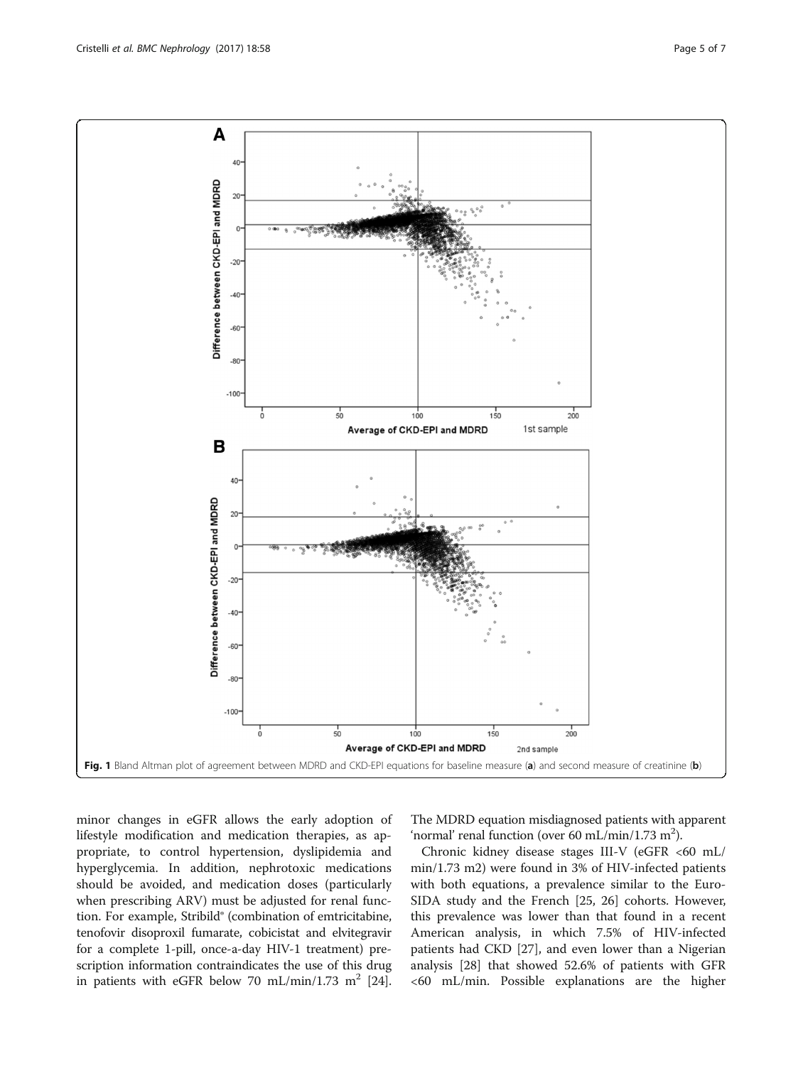Fig. 1 Bland Altman plot of agreement between MDRD and CKD-EPI equations for baseline measure (a) and second measure of creatinine (b)

minor changes in eGFR allows the early adoption of lifestyle modification and medication therapies, as appropriate, to control hypertension, dyslipidemia and hyperglycemia. In addition, nephrotoxic medications should be avoided, and medication doses (particularly when prescribing ARV) must be adjusted for renal function. For example, Stribild® (combination of emtricitabine, tenofovir disoproxil fumarate, cobicistat and elvitegravir for a complete 1-pill, once-a-day HIV-1 treatment) prescription information contraindicates the use of this drug in patients with eGFR below 70 mL/min/1.73 $m^2$ [24]. The MDRD equation misdiagnosed patients with apparent 'normal' renal function (over 60 mL/min/1.73 $m^2$).

Chronic kidney disease stages III-V (eGFR <60 mL/min/1.73 m2) were found in 3% of HIV-infected patients with both equations, a prevalence similar to the Euro-SIDA study and the French [25, 26] cohorts. However, this prevalence was lower than that found in a recent American analysis, in which 7.5% of HIV-infected patients had CKD [27], and even lower than a Nigerian analysis [28] that showed 52.6% of patients with GFR <60 mL/min. Possible explanations are the higher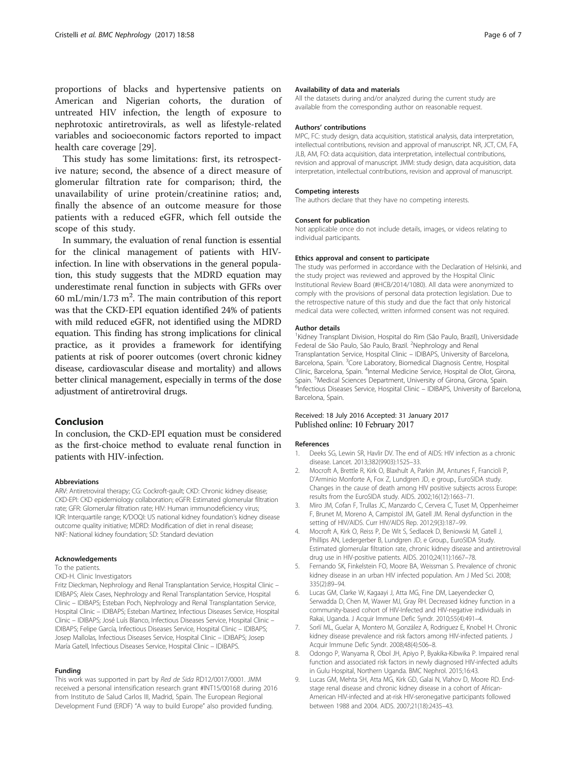proportions of blacks and hypertensive patients on American and Nigerian cohorts, the duration of untreated HIV infection, the length of exposure to nephrotoxic antiretrovirals, as well as lifestyle-related variables and socioeconomic factors reported to impact health care coverage [29].

This study has some limitations: first, its retrospective nature; second, the absence of a direct measure of glomerular filtration rate for comparison; third, the unavailability of urine protein/creatinine ratios; and, finally the absence of an outcome measure for those patients with a reduced eGFR, which fell outside the scope of this study.

In summary, the evaluation of renal function is essential for the clinical management of patients with HIV-infection. In line with observations in the general population, this study suggests that the MDRD equation may underestimate renal function in subjects with GFRs over 60 mL/min/1.73 $m^2$. The main contribution of this report was that the CKD-EPI equation identified 24% of patients with mild reduced eGFR, not identified using the MDRD equation. This finding has strong implications for clinical practice, as it provides a framework for identifying patients at risk of poorer outcomes (overt chronic kidney disease, cardiovascular disease and mortality) and allows better clinical management, especially in terms of the dose adjustment of antiretroviral drugs.

## Conclusion

In conclusion, the CKD-EPI equation must be considered as the first-choice method to evaluate renal function in patients with HIV-infection.

#### Abbreviations

ARV: Antiretroviral therapy; CG: Cockroft-gault; CKD: Chronic kidney disease; CKD-EPI: CKD epidemiology collaboration; eGFR: Estimated glomerular filtration rate; GFR: Glomerular filtration rate; HIV: Human immunodeficiency virus; IQR: Interquartile range; K/DOQI: US national kidney foundation's kidney disease outcome quality initiative; MDRD: Modification of diet in renal disease; NKF: National kidney foundation; SD: Standard deviation

#### Acknowledgements

To the patients.

CKD-H. Clinic Investigators

Fritz Dieckman, Nephrology and Renal Transplantation Service, Hospital Clinic – IDIBAPS; Aleix Cases, Nephrology and Renal Transplantation Service, Hospital Clinic – IDIBAPS; Esteban Poch, Nephrology and Renal Transplantation Service, Hospital Clinic – IDIBAPS; Esteban Martinez, Infectious Diseases Service, Hospital Clinic – IDIBAPS; José Luís Blanco, Infectious Diseases Service, Hospital Clinic – IDIBAPS; Felipe García, Infectious Diseases Service, Hospital Clinic – IDIBAPS; Josep Mallolas, Infectious Diseases Service, Hospital Clinic – IDIBAPS; Josep María Gatell, Infectious Diseases Service, Hospital Clinic – IDIBAPS.

#### Funding

This work was supported in part by *Red de Sida* RD12/0017/0001. JMM received a personal intensification research grant #INT15/00168 during 2016 from Instituto de Salud Carlos III, Madrid, Spain. The European Regional Development Fund (ERDF) "A way to build Europe" also provided funding.

#### Availability of data and materials

All the datasets during and/or analyzed during the current study are available from the corresponding author on reasonable request.

#### Authors' contributions

MPC, FC: study design, data acquisition, statistical analysis, data interpretation, intellectual contributions, revision and approval of manuscript. NR, JCT, CM, FA, JLB, AM, FO: data acquisition, data interpretation, intellectual contributions, revision and approval of manuscript. JMM: study design, data acquisition, data interpretation, intellectual contributions, revision and approval of manuscript.

#### Competing interests

The authors declare that they have no competing interests.

#### Consent for publication

Not applicable once do not include details, images, or videos relating to individual participants.

#### Ethics approval and consent to participate

The study was performed in accordance with the Declaration of Helsinki, and the study project was reviewed and approved by the Hospital Clinic Institutional Review Board (#HCB/2014/1080). All data were anonymized to comply with the provisions of personal data protection legislation. Due to the retrospective nature of this study and due the fact that only historical medical data were collected, written informed consent was not required.

#### Author details

[1]Kidney Transplant Division, Hospital do Rim (São Paulo, Brazil), Universidade Federal de São Paulo, São Paulo, Brazil. [2]Nephrology and Renal Transplantation Service, Hospital Clinic – IDIBAPS, University of Barcelona, Barcelona, Spain. [3]Core Laboratory, Biomedical Diagnosis Centre, Hospital Clínic, Barcelona, Spain. [4]Internal Medicine Service, Hospital de Olot, Girona, Spain. [5]Medical Sciences Department, University of Girona, Girona, Spain. [6]Infectious Diseases Service, Hospital Clinic – IDIBAPS, University of Barcelona, Barcelona, Spain.

Received: 18 July 2016 Accepted: 31 January 2017
Published online: 10 February 2017

#### References

1. Deeks SG, Lewin SR, Havlir DV. The end of AIDS: HIV infection as a chronic disease. Lancet. 2013;382(9903):1525–33.
2. Mocroft A, Brettle R, Kirk O, Blaxhult A, Parkin JM, Antunes F, Francioli P, D'Arminio Monforte A, Fox Z, Lundgren JD, e group., EuroSIDA study. Changes in the cause of death among HIV positive subjects across Europe: results from the EuroSIDA study. AIDS. 2002;16(12):1663–71.
3. Miro JM, Cofan F, Trullas JC, Manzardo C, Cervera C, Tuset M, Oppenheimer F, Brunet M, Moreno A, Campistol JM, Gatell JM. Renal dysfunction in the setting of HIV/AIDS. Curr HIV/AIDS Rep. 2012;9(3):187–99.
4. Mocroft A, Kirk O, Reiss P, De Wit S, Sedlacek D, Beniowski M, Gatell J, Phillips AN, Ledergerber B, Lundgren JD, e Group., EuroSIDA Study. Estimated glomerular filtration rate, chronic kidney disease and antiretroviral drug use in HIV-positive patients. AIDS. 2010;24(11):1667–78.
5. Fernando SK, Finkelstein FO, Moore BA, Weissman S. Prevalence of chronic kidney disease in an urban HIV infected population. Am J Med Sci. 2008; 335(2):89–94.
6. Lucas GM, Clarke W, Kagaayi J, Atta MG, Fine DM, Laeyendecker O, Serwadda D, Chen M, Wawer MJ, Gray RH. Decreased kidney function in a community-based cohort of HIV-Infected and HIV-negative individuals in Rakai, Uganda. J Acquir Immune Defic Syndr. 2010;55(4):491–4.
7. Sorlí ML, Guelar A, Montero M, González A, Rodriguez E, Knobel H. Chronic kidney disease prevalence and risk factors among HIV-infected patients. J Acquir Immune Defic Syndr. 2008;48(4):506–8.
8. Odongo P, Wanyama R, Obol JH, Apiyo P, Byakika-Kibwika P. Impaired renal function and associated risk factors in newly diagnosed HIV-infected adults in Gulu Hospital, Northern Uganda. BMC Nephrol. 2015;16:43.
9. Lucas GM, Mehta SH, Atta MG, Kirk GD, Galai N, Vlahov D, Moore RD. End-stage renal disease and chronic kidney disease in a cohort of African-American HIV-infected and at-risk HIV-seronegative participants followed between 1988 and 2004. AIDS. 2007;21(18):2435–43.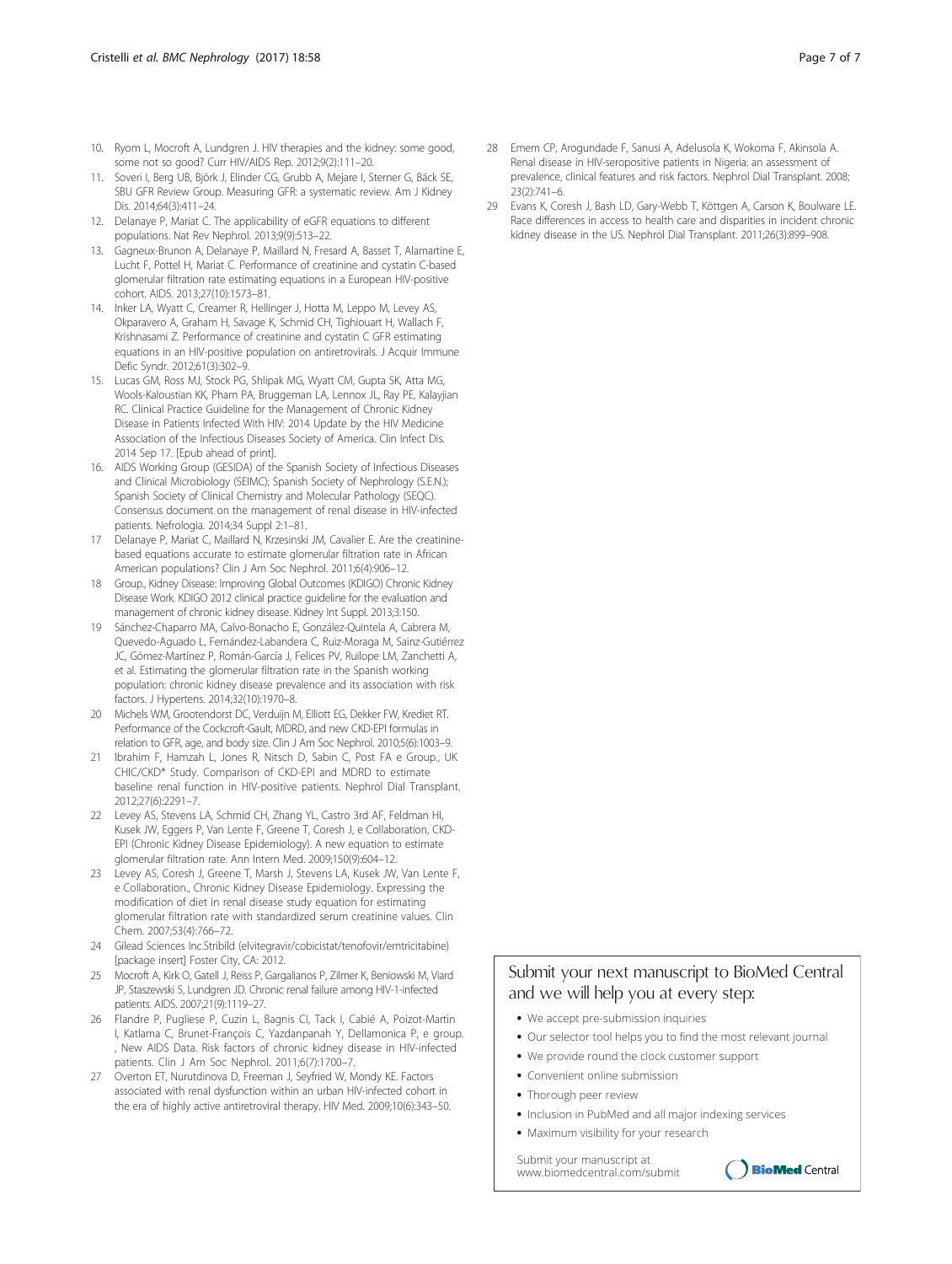10. Ryom L, Mocroft A, Lundgren J. HIV therapies and the kidney: some good, some not so good? Curr HIV/AIDS Rep. 2012;9(2):111–20.
11. Soveri I, Berg UB, Björk J, Elinder CG, Grubb A, Mejare I, Sterner G, Bäck SE, SBU GFR Review Group. Measuring GFR: a systematic review. Am J Kidney Dis. 2014;64(3):411–24.
12. Delanaye P, Mariat C. The applicability of eGFR equations to different populations. Nat Rev Nephrol. 2013;9(9):513–22.
13. Gagneux-Brunon A, Delanaye P, Maillard N, Fresard A, Basset T, Alamartine E, Lucht F, Pottel H, Mariat C. Performance of creatinine and cystatin C-based glomerular filtration rate estimating equations in a European HIV-positive cohort. AIDS. 2013;27(10):1573–81.
14. Inker LA, Wyatt C, Creamer R, Hellinger J, Hotta M, Leppo M, Levey AS, Okparavero A, Graham H, Savage K, Schmid CH, Tighiouart H, Wallach F, Krishnasami Z. Performance of creatinine and cystatin C GFR estimating equations in an HIV-positive population on antiretrovirals. J Acquir Immune Defic Syndr. 2012;61(3):302–9.
15. Lucas GM, Ross MJ, Stock PG, Shlipak MG, Wyatt CM, Gupta SK, Atta MG, Wools-Kaloustian KK, Pham PA, Bruggeman LA, Lennox JL, Ray PE, Kalayjian RC. Clinical Practice Guideline for the Management of Chronic Kidney Disease in Patients Infected With HIV: 2014 Update by the HIV Medicine Association of the Infectious Diseases Society of America. Clin Infect Dis. 2014 Sep 17. [Epub ahead of print].
16. AIDS Working Group (GESIDA) of the Spanish Society of Infectious Diseases and Clinical Microbiology (SEIMC); Spanish Society of Nephrology (S.E.N.); Spanish Society of Clinical Chemistry and Molecular Pathology (SEQC). Consensus document on the management of renal disease in HIV-infected patients. Nefrologia. 2014;34 Suppl 2:1–81.
17 Delanaye P, Mariat C, Maillard N, Krzesinski JM, Cavalier E. Are the creatinine-based equations accurate to estimate glomerular filtration rate in African American populations? Clin J Am Soc Nephrol. 2011;6(4):906–12.
18 Group., Kidney Disease: Improving Global Outcomes (KDIGO) Chronic Kidney Disease Work. KDIGO 2012 clinical practice guideline for the evaluation and management of chronic kidney disease. Kidney Int Suppl. 2013;3:150.
19 Sánchez-Chaparro MA, Calvo-Bonacho E, González-Quintela A, Cabrera M, Quevedo-Aguado L, Fernández-Labandera C, Ruiz-Moraga M, Sainz-Gutiérrez JC, Gómez-Martínez P, Román-García J, Felices PV, Ruilope LM, Zanchetti A, et al. Estimating the glomerular filtration rate in the Spanish working population: chronic kidney disease prevalence and its association with risk factors. J Hypertens. 2014;32(10):1970–8.
20 Michels WM, Grootendorst DC, Verduijn M, Elliott EG, Dekker FW, Krediet RT. Performance of the Cockcroft-Gault, MDRD, and new CKD-EPI formulas in relation to GFR, age, and body size. Clin J Am Soc Nephrol. 2010;5(6):1003–9.
21 Ibrahim F, Hamzah L, Jones R, Nitsch D, Sabin C, Post FA e Group., UK CHIC/CKD* Study. Comparison of CKD-EPI and MDRD to estimate baseline renal function in HIV-positive patients. Nephrol Dial Transplant. 2012;27(6):2291–7.
22 Levey AS, Stevens LA, Schmid CH, Zhang YL, Castro 3rd AF, Feldman HI, Kusek JW, Eggers P, Van Lente F, Greene T, Coresh J, e Collaboration, CKD-EPI (Chronic Kidney Disease Epidemiology). A new equation to estimate glomerular filtration rate. Ann Intern Med. 2009;150(9):604–12.
23 Levey AS, Coresh J, Greene T, Marsh J, Stevens LA, Kusek JW, Van Lente F, e Collaboration., Chronic Kidney Disease Epidemiology. Expressing the modification of diet in renal disease study equation for estimating glomerular filtration rate with standardized serum creatinine values. Clin Chem. 2007;53(4):766–72.
24 Gilead Sciences Inc.Stribild (elvitegravir/cobicistat/tenofovir/emtricitabine) [package insert] Foster City, CA: 2012.
25 Mocroft A, Kirk O, Gatell J, Reiss P, Gargalianos P, Zilmer K, Beniowski M, Viard JP, Staszewski S, Lundgren JD. Chronic renal failure among HIV-1-infected patients. AIDS. 2007;21(9):1119–27.
26 Flandre P, Pugliese P, Cuzin L, Bagnis CI, Tack I, Cabié A, Poizot-Martin I, Katlama C, Brunet-François C, Yazdanpanah Y, Dellamonica P, e group. , New AIDS Data. Risk factors of chronic kidney disease in HIV-infected patients. Clin J Am Soc Nephrol. 2011;6(7):1700–7.
27 Overton ET, Nurutdinova D, Freeman J, Seyfried W, Mondy KE. Factors associated with renal dysfunction within an urban HIV-infected cohort in the era of highly active antiretroviral therapy. HIV Med. 2009;10(6):343–50.
28 Emem CP, Arogundade F, Sanusi A, Adelusola K, Wokoma F, Akinsola A. Renal disease in HIV-seropositive patients in Nigeria: an assessment of prevalence, clinical features and risk factors. Nephrol Dial Transplant. 2008; 23(2):741–6.
29 Evans K, Coresh J, Bash LD, Gary-Webb T, Köttgen A, Carson K, Boulware LE. Race differences in access to health care and disparities in incident chronic kidney disease in the US. Nephrol Dial Transplant. 2011;26(3):899–908.

Submit your next manuscript to BioMed Central and we will help you at every step:

- We accept pre-submission inquiries
- Our selector tool helps you to find the most relevant journal
- We provide round the clock customer support
- Convenient online submission
- Thorough peer review
- Inclusion in PubMed and all major indexing services
- Maximum visibility for your research

Submit your manuscript at www.biomedcentral.com/submit

BioMed Central